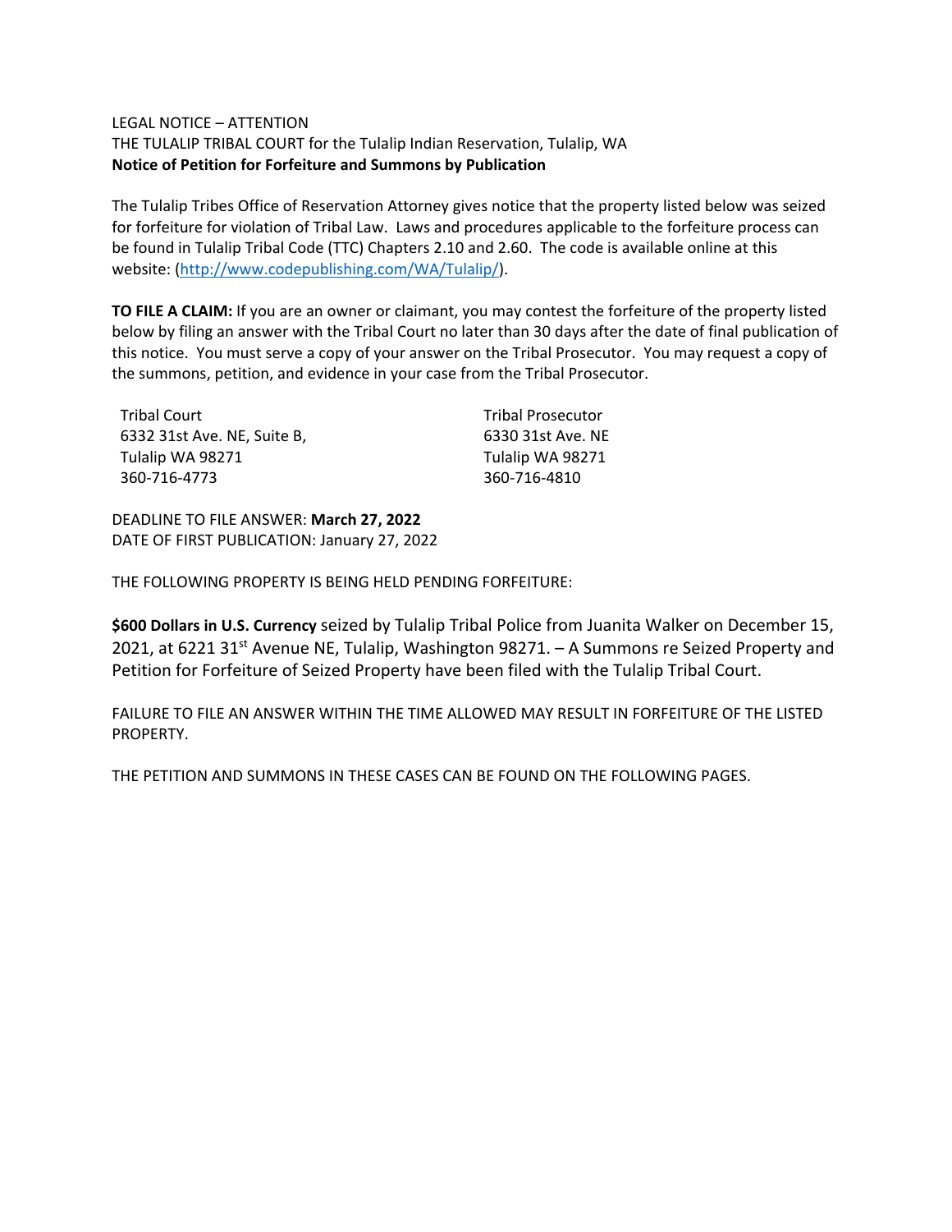LEGAL NOTICE – ATTENTION
THE TULALIP TRIBAL COURT for the Tulalip Indian Reservation, Tulalip, WA
**Notice of Petition for Forfeiture and Summons by Publication**

The Tulalip Tribes Office of Reservation Attorney gives notice that the property listed below was seized for forfeiture for violation of Tribal Law. Laws and procedures applicable to the forfeiture process can be found in Tulalip Tribal Code (TTC) Chapters 2.10 and 2.60. The code is available online at this website: (http://www.codepublishing.com/WA/Tulalip/).

**TO FILE A CLAIM:** If you are an owner or claimant, you may contest the forfeiture of the property listed below by filing an answer with the Tribal Court no later than 30 days after the date of final publication of this notice. You must serve a copy of your answer on the Tribal Prosecutor. You may request a copy of the summons, petition, and evidence in your case from the Tribal Prosecutor.

Tribal Court
6332 31st Ave. NE, Suite B,
Tulalip WA 98271
360-716-4773

Tribal Prosecutor
6330 31st Ave. NE
Tulalip WA 98271
360-716-4810

DEADLINE TO FILE ANSWER: **March 27, 2022**
DATE OF FIRST PUBLICATION: January 27, 2022

THE FOLLOWING PROPERTY IS BEING HELD PENDING FORFEITURE:

**$600 Dollars in U.S. Currency** seized by Tulalip Tribal Police from Juanita Walker on December 15, 2021, at 6221 31st Avenue NE, Tulalip, Washington 98271. – A Summons re Seized Property and Petition for Forfeiture of Seized Property have been filed with the Tulalip Tribal Court.

FAILURE TO FILE AN ANSWER WITHIN THE TIME ALLOWED MAY RESULT IN FORFEITURE OF THE LISTED PROPERTY.

THE PETITION AND SUMMONS IN THESE CASES CAN BE FOUND ON THE FOLLOWING PAGES.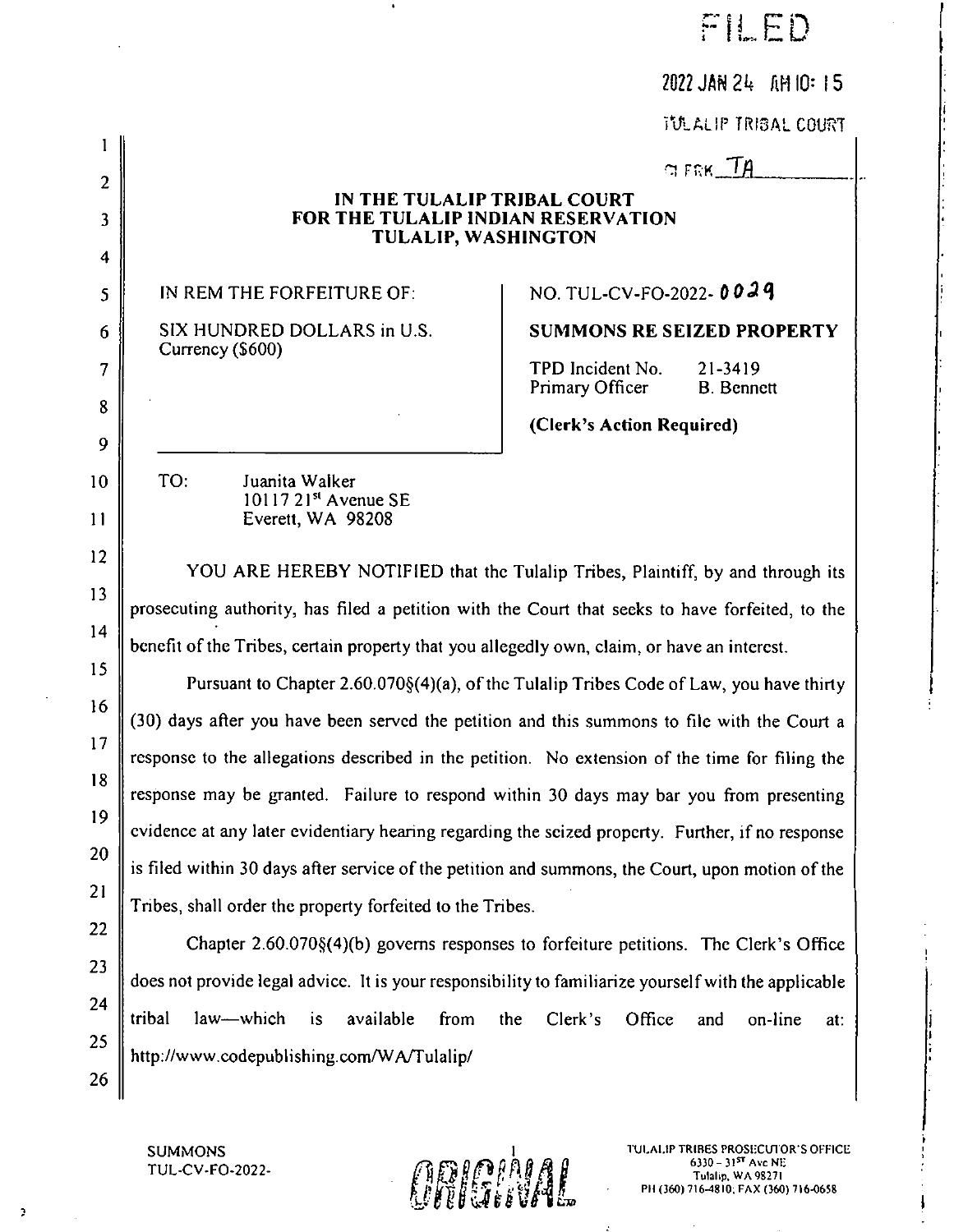FILED

2022 JAN 24 AM 10: 15

TULALIP TRIBAL COURT

CLERK TA

**IN THE TULALIP TRIBAL COURT**
**FOR THE TULALIP INDIAN RESERVATION**
**TULALIP, WASHINGTON**

| IN REM THE FORFEITURE OF:<br><br>SIX HUNDRED DOLLARS in U.S. Currency ($600) | NO. TUL-CV-FO-2022- 0029<br><br>**SUMMONS RE SEIZED PROPERTY**<br><br>TPD Incident No. 21-3419<br>Primary Officer B. Bennett<br><br>**(Clerk's Action Required)** |
|---|---|

TO: Juanita Walker
10117 21st Avenue SE
Everett, WA 98208

YOU ARE HEREBY NOTIFIED that the Tulalip Tribes, Plaintiff, by and through its prosecuting authority, has filed a petition with the Court that seeks to have forfeited, to the benefit of the Tribes, certain property that you allegedly own, claim, or have an interest.

Pursuant to Chapter 2.60.070§(4)(a), of the Tulalip Tribes Code of Law, you have thirty (30) days after you have been served the petition and this summons to file with the Court a response to the allegations described in the petition. No extension of the time for filing the response may be granted. Failure to respond within 30 days may bar you from presenting evidence at any later evidentiary hearing regarding the seized property. Further, if no response is filed within 30 days after service of the petition and summons, the Court, upon motion of the Tribes, shall order the property forfeited to the Tribes.

Chapter 2.60.070§(4)(b) governs responses to forfeiture petitions. The Clerk's Office does not provide legal advice. It is your responsibility to familiarize yourself with the applicable tribal law—which is available from the Clerk's Office and on-line at: http://www.codepublishing.com/WA/Tulalip/

SUMMONS
TUL-CV-FO-2022-

ORIGINAL

TULALIP TRIBES PROSECUTOR'S OFFICE
6330 – 31ST Ave NE
Tulalip, WA 98271
PH (360) 716-4810; FAX (360) 716-0658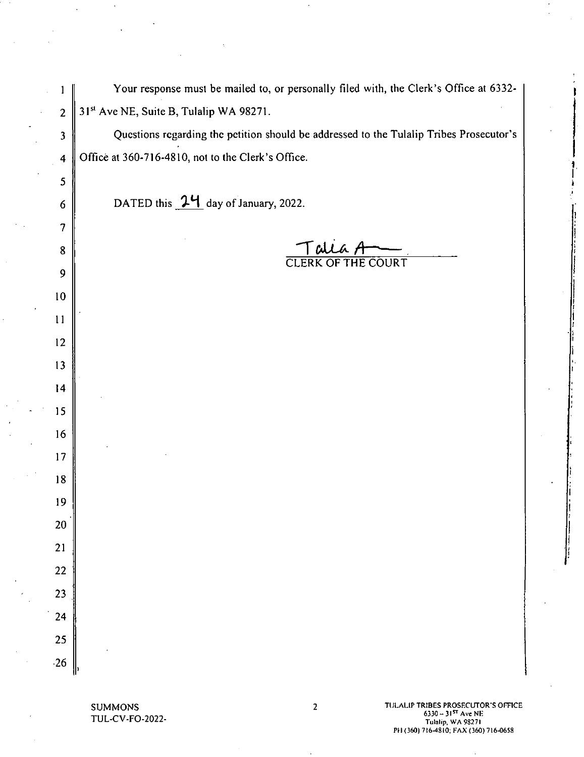Your response must be mailed to, or personally filed with, the Clerk's Office at 6332-31st Ave NE, Suite B, Tulalip WA 98271.

Questions regarding the petition should be addressed to the Tulalip Tribes Prosecutor's Office at 360-716-4810, not to the Clerk's Office.

DATED this 24 day of January, 2022.

Talia A

CLERK OF THE COURT

SUMMONS
TUL-CV-FO-2022-

TULALIP TRIBES PROSECUTOR'S OFFICE
6330 – 31ST Ave NE
Tulalip, WA 98271
PH (360) 716-4810; FAX (360) 716-0658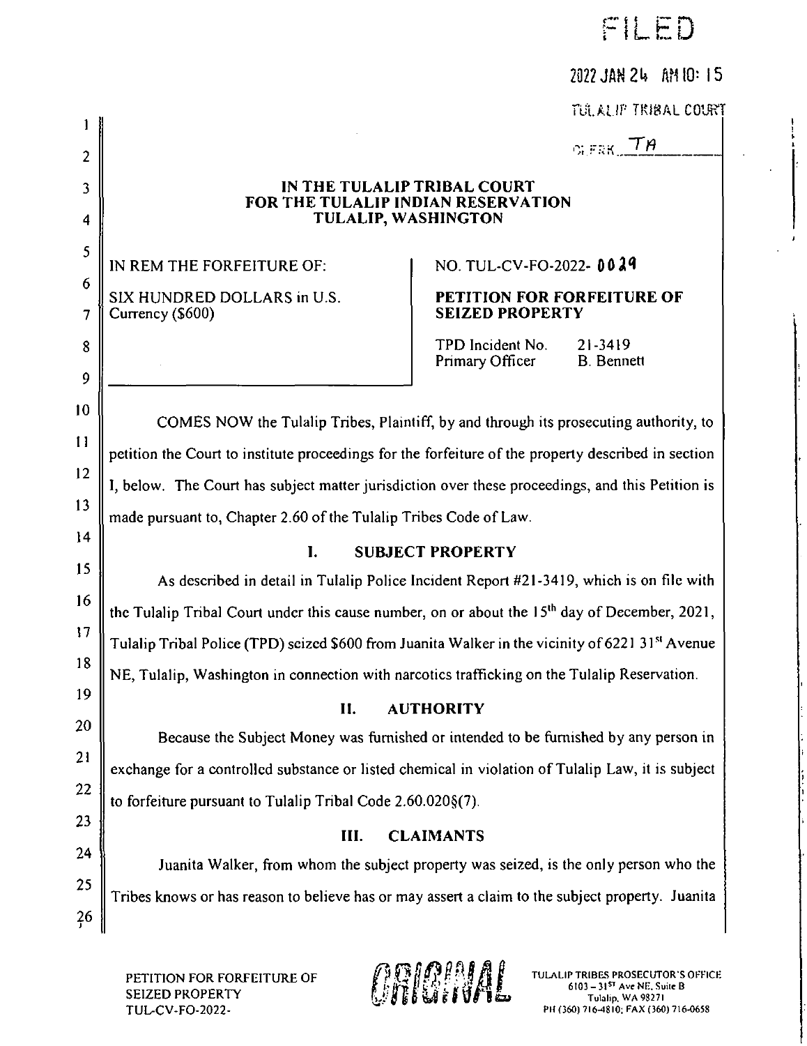FILED

2022 JAN 24 AM 10: 15

TULALIP TRIBAL COURT

CLERK TA

# IN THE TULALIP TRIBAL COURT FOR THE TULALIP INDIAN RESERVATION TULALIP, WASHINGTON

IN REM THE FORFEITURE OF:

SIX HUNDRED DOLLARS in U.S. Currency ($600)

NO. TUL-CV-FO-2022- 0029

**PETITION FOR FORFEITURE OF SEIZED PROPERTY**

TPD Incident No. 21-3419
Primary Officer B. Bennett

COMES NOW the Tulalip Tribes, Plaintiff, by and through its prosecuting authority, to petition the Court to institute proceedings for the forfeiture of the property described in section I, below. The Court has subject matter jurisdiction over these proceedings, and this Petition is made pursuant to, Chapter 2.60 of the Tulalip Tribes Code of Law.

## I. SUBJECT PROPERTY

As described in detail in Tulalip Police Incident Report #21-3419, which is on file with the Tulalip Tribal Court under this cause number, on or about the 15th day of December, 2021, Tulalip Tribal Police (TPD) seized $600 from Juanita Walker in the vicinity of 6221 31st Avenue NE, Tulalip, Washington in connection with narcotics trafficking on the Tulalip Reservation.

## II. AUTHORITY

Because the Subject Money was furnished or intended to be furnished by any person in exchange for a controlled substance or listed chemical in violation of Tulalip Law, it is subject to forfeiture pursuant to Tulalip Tribal Code 2.60.020§(7).

## III. CLAIMANTS

Juanita Walker, from whom the subject property was seized, is the only person who the Tribes knows or has reason to believe has or may assert a claim to the subject property. Juanita

PETITION FOR FORFEITURE OF SEIZED PROPERTY
TUL-CV-FO-2022-

ORIGINAL

TULALIP TRIBES PROSECUTOR'S OFFICE
6103 – 31ST Ave NE, Suite B
Tulalip, WA 98271
PH (360) 716-4810; FAX (360) 716-0658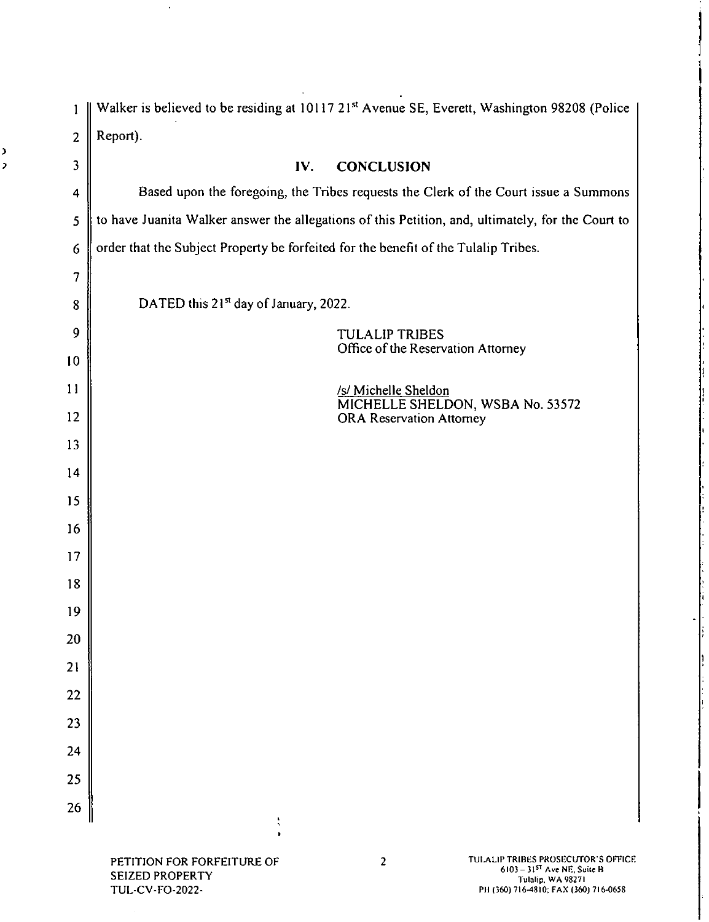Walker is believed to be residing at 10117 21st Avenue SE, Everett, Washington 98208 (Police Report).

## IV. CONCLUSION

Based upon the foregoing, the Tribes requests the Clerk of the Court issue a Summons to have Juanita Walker answer the allegations of this Petition, and, ultimately, for the Court to order that the Subject Property be forfeited for the benefit of the Tulalip Tribes.

DATED this 21st day of January, 2022.

TULALIP TRIBES
Office of the Reservation Attorney

/s/ Michelle Sheldon
MICHELLE SHELDON, WSBA No. 53572
ORA Reservation Attorney